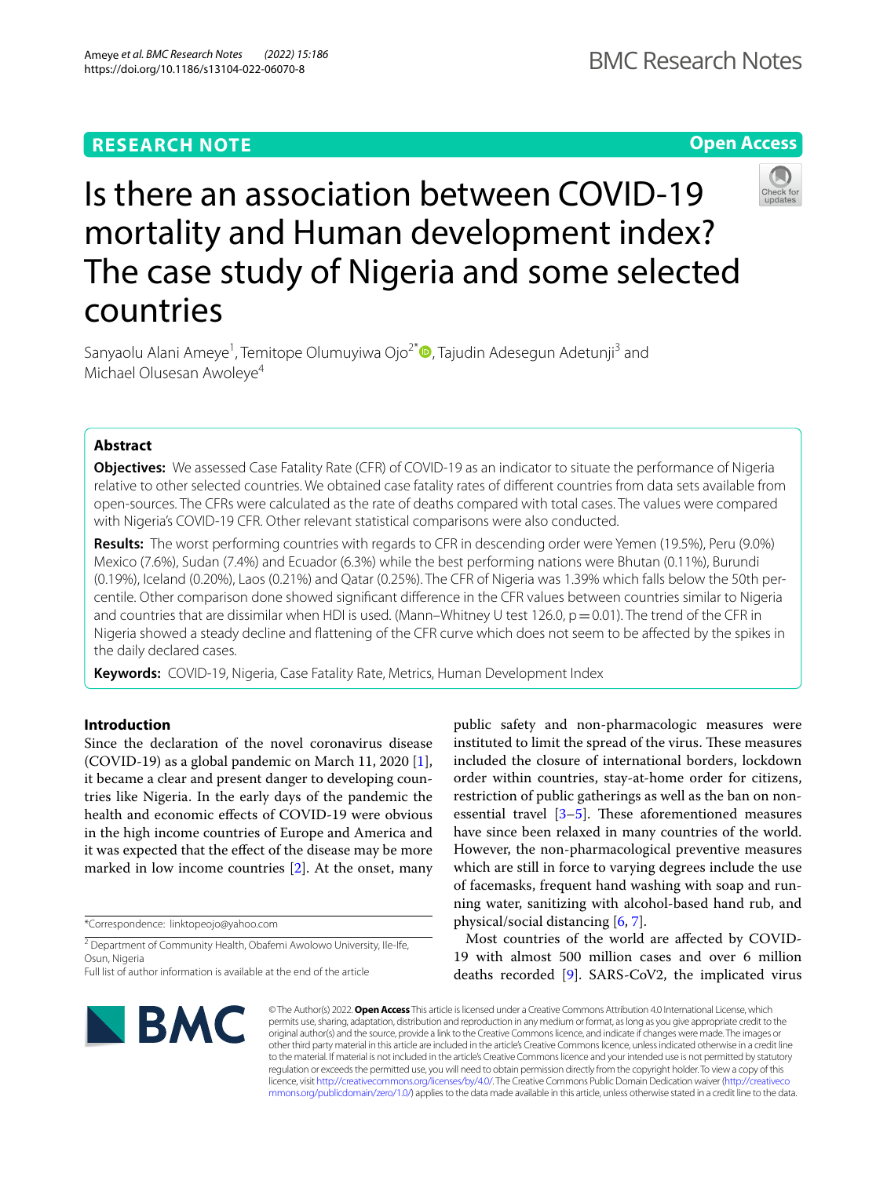RESEARCH NOTE

Open Access

# Is there an association between COVID-19 mortality and Human development index? The case study of Nigeria and some selected countries

Sanyaolu Alani Ameye[1], Temitope Olumuyiwa Ojo[2*], Tajudin Adesegun Adetunji[3] and Michael Olusesan Awoleye[4]

## Abstract

**Objectives:** We assessed Case Fatality Rate (CFR) of COVID-19 as an indicator to situate the performance of Nigeria relative to other selected countries. We obtained case fatality rates of different countries from data sets available from open-sources. The CFRs were calculated as the rate of deaths compared with total cases. The values were compared with Nigeria's COVID-19 CFR. Other relevant statistical comparisons were also conducted.

**Results:** The worst performing countries with regards to CFR in descending order were Yemen (19.5%), Peru (9.0%) Mexico (7.6%), Sudan (7.4%) and Ecuador (6.3%) while the best performing nations were Bhutan (0.11%), Burundi (0.19%), Iceland (0.20%), Laos (0.21%) and Qatar (0.25%). The CFR of Nigeria was 1.39% which falls below the 50th percentile. Other comparison done showed significant difference in the CFR values between countries similar to Nigeria and countries that are dissimilar when HDI is used. (Mann–Whitney U test 126.0, $p=0.01$). The trend of the CFR in Nigeria showed a steady decline and flattening of the CFR curve which does not seem to be affected by the spikes in the daily declared cases.

**Keywords:** COVID-19, Nigeria, Case Fatality Rate, Metrics, Human Development Index

## Introduction

Since the declaration of the novel coronavirus disease (COVID-19) as a global pandemic on March 11, 2020 [1], it became a clear and present danger to developing countries like Nigeria. In the early days of the pandemic the health and economic effects of COVID-19 were obvious in the high income countries of Europe and America and it was expected that the effect of the disease may be more marked in low income countries [2]. At the onset, many public safety and non-pharmacologic measures were instituted to limit the spread of the virus. These measures included the closure of international borders, lockdown order within countries, stay-at-home order for citizens, restriction of public gatherings as well as the ban on non-essential travel [3–5]. These aforementioned measures have since been relaxed in many countries of the world. However, the non-pharmacological preventive measures which are still in force to varying degrees include the use of facemasks, frequent hand washing with soap and running water, sanitizing with alcohol-based hand rub, and physical/social distancing [6, 7].

Most countries of the world are affected by COVID-19 with almost 500 million cases and over 6 million deaths recorded [9]. SARS-CoV2, the implicated virus

*Correspondence: linktopeojo@yahoo.com

[2] Department of Community Health, Obafemi Awolowo University, Ile-Ife, Osun, Nigeria

Full list of author information is available at the end of the article

© The Author(s) 2022. **Open Access** This article is licensed under a Creative Commons Attribution 4.0 International License, which permits use, sharing, adaptation, distribution and reproduction in any medium or format, as long as you give appropriate credit to the original author(s) and the source, provide a link to the Creative Commons licence, and indicate if changes were made. The images or other third party material in this article are included in the article's Creative Commons licence, unless indicated otherwise in a credit line to the material. If material is not included in the article's Creative Commons licence and your intended use is not permitted by statutory regulation or exceeds the permitted use, you will need to obtain permission directly from the copyright holder. To view a copy of this licence, visit http://creativecommons.org/licenses/by/4.0/. The Creative Commons Public Domain Dedication waiver (http://creativecommons.org/publicdomain/zero/1.0/) applies to the data made available in this article, unless otherwise stated in a credit line to the data.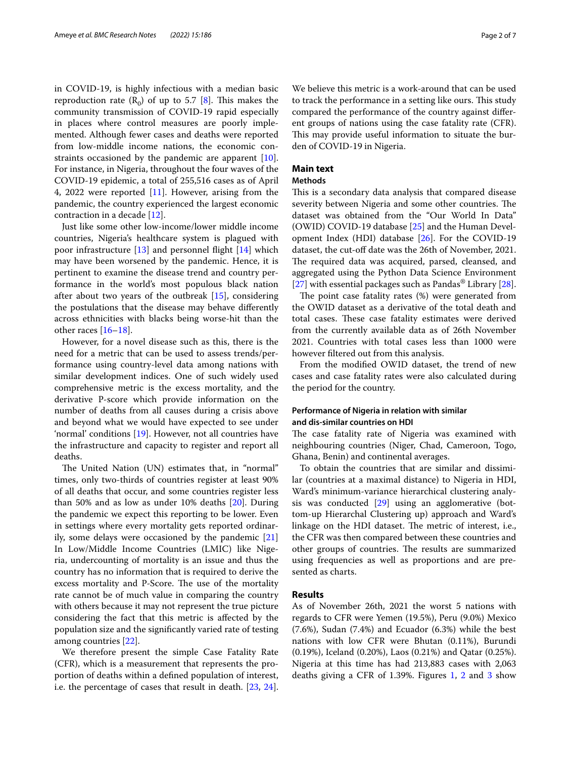in COVID-19, is highly infectious with a median basic reproduction rate ($R_0$) of up to 5.7 [8]. This makes the community transmission of COVID-19 rapid especially in places where control measures are poorly implemented. Although fewer cases and deaths were reported from low-middle income nations, the economic constraints occasioned by the pandemic are apparent [10]. For instance, in Nigeria, throughout the four waves of the COVID-19 epidemic, a total of 255,516 cases as of April 4, 2022 were reported [11]. However, arising from the pandemic, the country experienced the largest economic contraction in a decade [12].

Just like some other low-income/lower middle income countries, Nigeria's healthcare system is plagued with poor infrastructure [13] and personnel flight [14] which may have been worsened by the pandemic. Hence, it is pertinent to examine the disease trend and country performance in the world's most populous black nation after about two years of the outbreak [15], considering the postulations that the disease may behave differently across ethnicities with blacks being worse-hit than the other races [16–18].

However, for a novel disease such as this, there is the need for a metric that can be used to assess trends/performance using country-level data among nations with similar development indices. One of such widely used comprehensive metric is the excess mortality, and the derivative P-score which provide information on the number of deaths from all causes during a crisis above and beyond what we would have expected to see under 'normal' conditions [19]. However, not all countries have the infrastructure and capacity to register and report all deaths.

The United Nation (UN) estimates that, in "normal" times, only two-thirds of countries register at least 90% of all deaths that occur, and some countries register less than 50% and as low as under 10% deaths [20]. During the pandemic we expect this reporting to be lower. Even in settings where every mortality gets reported ordinarily, some delays were occasioned by the pandemic [21] In Low/Middle Income Countries (LMIC) like Nigeria, undercounting of mortality is an issue and thus the country has no information that is required to derive the excess mortality and P-Score. The use of the mortality rate cannot be of much value in comparing the country with others because it may not represent the true picture considering the fact that this metric is affected by the population size and the significantly varied rate of testing among countries [22].

We therefore present the simple Case Fatality Rate (CFR), which is a measurement that represents the proportion of deaths within a defined population of interest, i.e. the percentage of cases that result in death. [23, 24]. We believe this metric is a work-around that can be used to track the performance in a setting like ours. This study compared the performance of the country against different groups of nations using the case fatality rate (CFR). This may provide useful information to situate the burden of COVID-19 in Nigeria.

## Main text

### Methods

This is a secondary data analysis that compared disease severity between Nigeria and some other countries. The dataset was obtained from the "Our World In Data" (OWID) COVID-19 database [25] and the Human Development Index (HDI) database [26]. For the COVID-19 dataset, the cut-off date was the 26th of November, 2021. The required data was acquired, parsed, cleansed, and aggregated using the Python Data Science Environment [27] with essential packages such as Pandas® Library [28].

The point case fatality rates (%) were generated from the OWID dataset as a derivative of the total death and total cases. These case fatality estimates were derived from the currently available data as of 26th November 2021. Countries with total cases less than 1000 were however filtered out from this analysis.

From the modified OWID dataset, the trend of new cases and case fatality rates were also calculated during the period for the country.

#### Performance of Nigeria in relation with similar and dis-similar countries on HDI

The case fatality rate of Nigeria was examined with neighbouring countries (Niger, Chad, Cameroon, Togo, Ghana, Benin) and continental averages.

To obtain the countries that are similar and dissimilar (countries at a maximal distance) to Nigeria in HDI, Ward's minimum-variance hierarchical clustering analysis was conducted [29] using an agglomerative (bottom-up Hierarchical Clustering up) approach and Ward's linkage on the HDI dataset. The metric of interest, i.e., the CFR was then compared between these countries and other groups of countries. The results are summarized using frequencies as well as proportions and are presented as charts.

### Results

As of November 26th, 2021 the worst 5 nations with regards to CFR were Yemen (19.5%), Peru (9.0%) Mexico (7.6%), Sudan (7.4%) and Ecuador (6.3%) while the best nations with low CFR were Bhutan (0.11%), Burundi (0.19%), Iceland (0.20%), Laos (0.21%) and Qatar (0.25%). Nigeria at this time has had 213,883 cases with 2,063 deaths giving a CFR of 1.39%. Figures 1, 2 and 3 show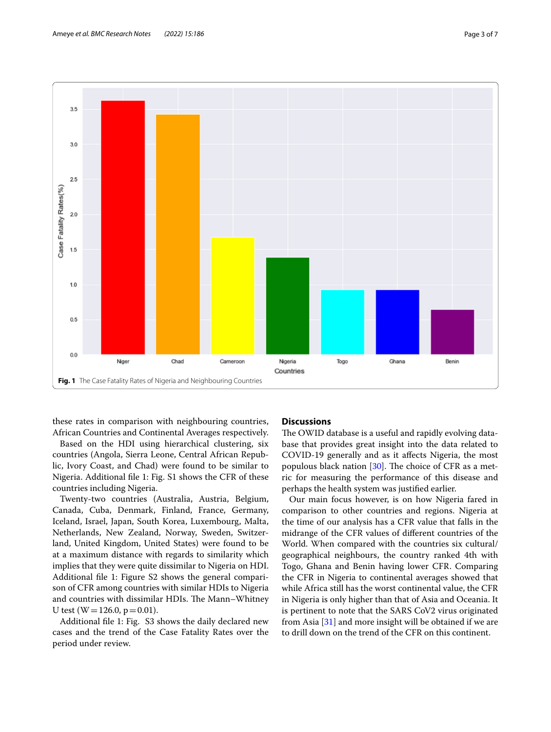Fig. 1 The Case Fatality Rates of Nigeria and Neighbouring Countries

these rates in comparison with neighbouring countries, African Countries and Continental Averages respectively.

Based on the HDI using hierarchical clustering, six countries (Angola, Sierra Leone, Central African Republic, Ivory Coast, and Chad) were found to be similar to Nigeria. Additional file 1: Fig. S1 shows the CFR of these countries including Nigeria.

Twenty-two countries (Australia, Austria, Belgium, Canada, Cuba, Denmark, Finland, France, Germany, Iceland, Israel, Japan, South Korea, Luxembourg, Malta, Netherlands, New Zealand, Norway, Sweden, Switzerland, United Kingdom, United States) were found to be at a maximum distance with regards to similarity which implies that they were quite dissimilar to Nigeria on HDI. Additional file 1: Figure S2 shows the general comparison of CFR among countries with similar HDIs to Nigeria and countries with dissimilar HDIs. The Mann–Whitney U test ($W = 126.0$, $p = 0.01$).

Additional file 1: Fig. S3 shows the daily declared new cases and the trend of the Case Fatality Rates over the period under review.

## Discussions

The OWID database is a useful and rapidly evolving database that provides great insight into the data related to COVID-19 generally and as it affects Nigeria, the most populous black nation [30]. The choice of CFR as a metric for measuring the performance of this disease and perhaps the health system was justified earlier.

Our main focus however, is on how Nigeria fared in comparison to other countries and regions. Nigeria at the time of our analysis has a CFR value that falls in the midrange of the CFR values of different countries of the World. When compared with the countries six cultural/geographical neighbours, the country ranked 4th with Togo, Ghana and Benin having lower CFR. Comparing the CFR in Nigeria to continental averages showed that while Africa still has the worst continental value, the CFR in Nigeria is only higher than that of Asia and Oceania. It is pertinent to note that the SARS CoV2 virus originated from Asia [31] and more insight will be obtained if we are to drill down on the trend of the CFR on this continent.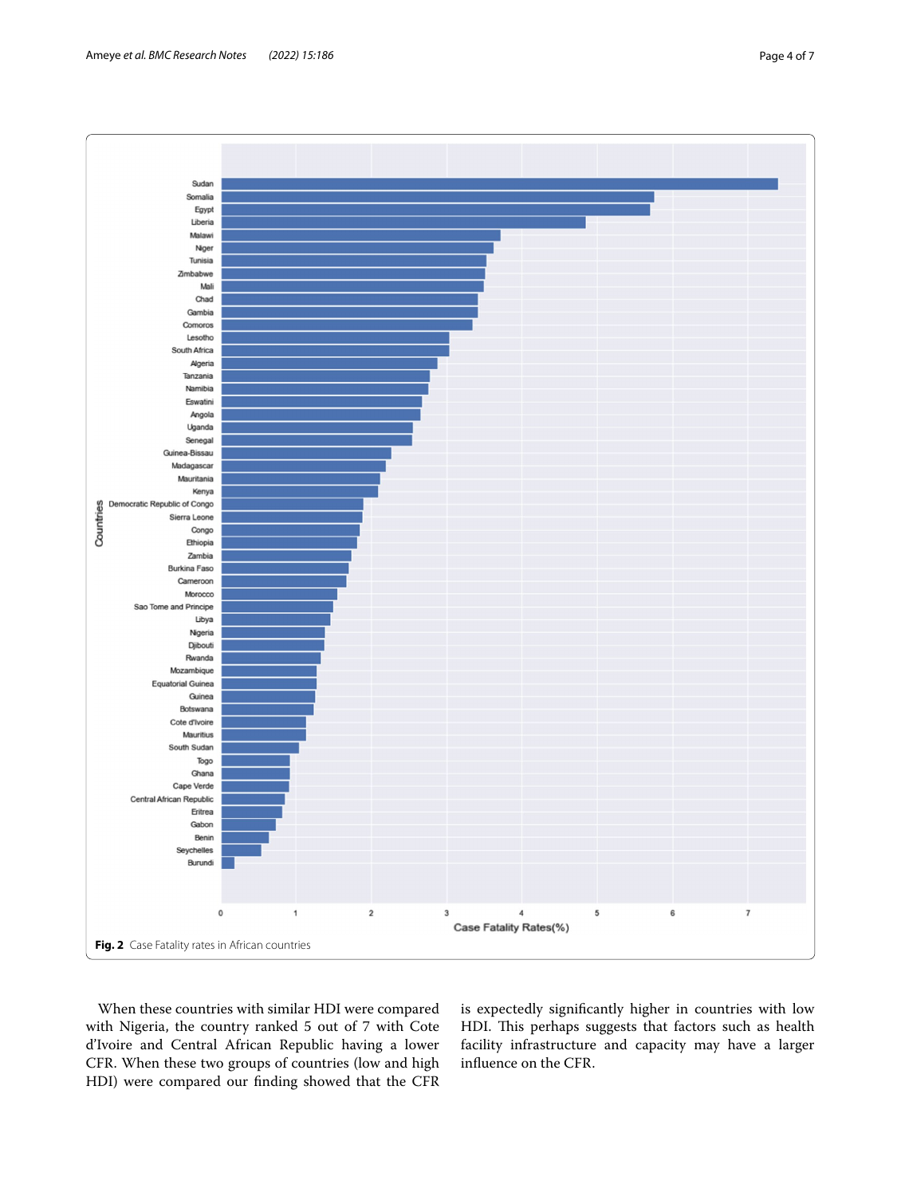Fig. 2 Case Fatality rates in African countries

When these countries with similar HDI were compared with Nigeria, the country ranked 5 out of 7 with Cote d'Ivoire and Central African Republic having a lower CFR. When these two groups of countries (low and high HDI) were compared our finding showed that the CFR is expectedly significantly higher in countries with low HDI. This perhaps suggests that factors such as health facility infrastructure and capacity may have a larger influence on the CFR.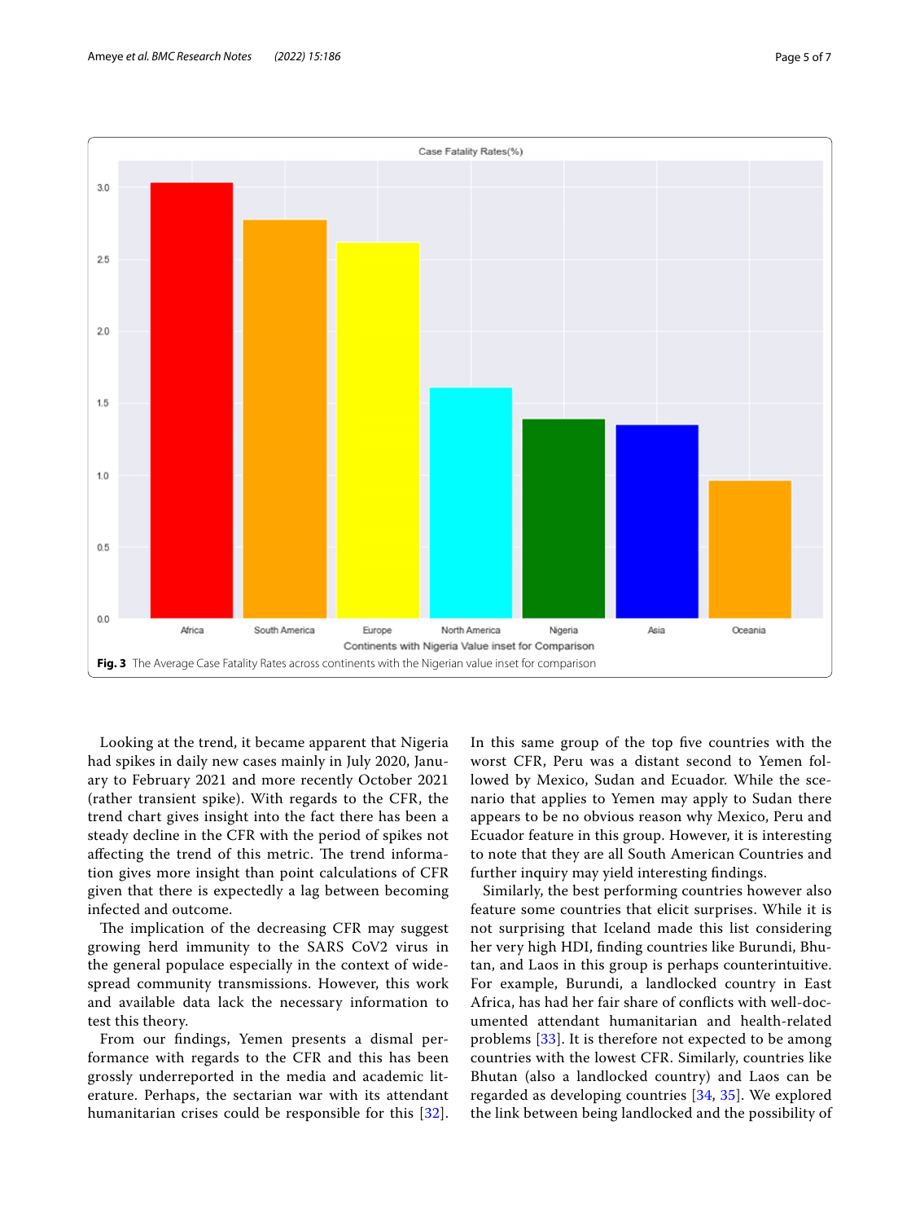Fig. 3 The Average Case Fatality Rates across continents with the Nigerian value inset for comparison

Looking at the trend, it became apparent that Nigeria had spikes in daily new cases mainly in July 2020, January to February 2021 and more recently October 2021 (rather transient spike). With regards to the CFR, the trend chart gives insight into the fact there has been a steady decline in the CFR with the period of spikes not affecting the trend of this metric. The trend information gives more insight than point calculations of CFR given that there is expectedly a lag between becoming infected and outcome.

The implication of the decreasing CFR may suggest growing herd immunity to the SARS CoV2 virus in the general populace especially in the context of widespread community transmissions. However, this work and available data lack the necessary information to test this theory.

From our findings, Yemen presents a dismal performance with regards to the CFR and this has been grossly underreported in the media and academic literature. Perhaps, the sectarian war with its attendant humanitarian crises could be responsible for this [32]. In this same group of the top five countries with the worst CFR, Peru was a distant second to Yemen followed by Mexico, Sudan and Ecuador. While the scenario that applies to Yemen may apply to Sudan there appears to be no obvious reason why Mexico, Peru and Ecuador feature in this group. However, it is interesting to note that they are all South American Countries and further inquiry may yield interesting findings.

Similarly, the best performing countries however also feature some countries that elicit surprises. While it is not surprising that Iceland made this list considering her very high HDI, finding countries like Burundi, Bhutan, and Laos in this group is perhaps counterintuitive. For example, Burundi, a landlocked country in East Africa, has had her fair share of conflicts with well-documented attendant humanitarian and health-related problems [33]. It is therefore not expected to be among countries with the lowest CFR. Similarly, countries like Bhutan (also a landlocked country) and Laos can be regarded as developing countries [34, 35]. We explored the link between being landlocked and the possibility of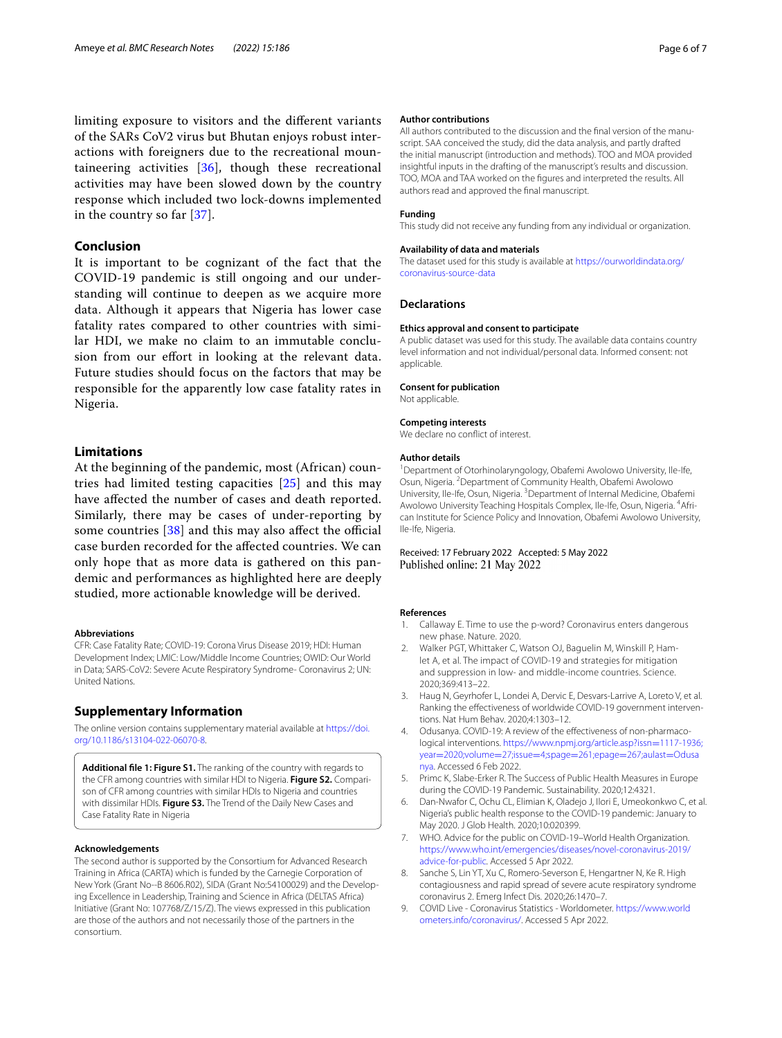limiting exposure to visitors and the different variants of the SARs CoV2 virus but Bhutan enjoys robust interactions with foreigners due to the recreational mountaineering activities [36], though these recreational activities may have been slowed down by the country response which included two lock-downs implemented in the country so far [37].

## Conclusion

It is important to be cognizant of the fact that the COVID-19 pandemic is still ongoing and our understanding will continue to deepen as we acquire more data. Although it appears that Nigeria has lower case fatality rates compared to other countries with similar HDI, we make no claim to an immutable conclusion from our effort in looking at the relevant data. Future studies should focus on the factors that may be responsible for the apparently low case fatality rates in Nigeria.

## Limitations

At the beginning of the pandemic, most (African) countries had limited testing capacities [25] and this may have affected the number of cases and death reported. Similarly, there may be cases of under-reporting by some countries [38] and this may also affect the official case burden recorded for the affected countries. We can only hope that as more data is gathered on this pandemic and performances as highlighted here are deeply studied, more actionable knowledge will be derived.

#### Abbreviations

CFR: Case Fatality Rate; COVID-19: Corona Virus Disease 2019; HDI: Human Development Index; LMIC: Low/Middle Income Countries; OWID: Our World in Data; SARS-CoV2: Severe Acute Respiratory Syndrome- Coronavirus 2; UN: United Nations.

## Supplementary Information

The online version contains supplementary material available at https://doi.org/10.1186/s13104-022-06070-8.

**Additional file 1: Figure S1.** The ranking of the country with regards to the CFR among countries with similar HDI to Nigeria. **Figure S2.** Comparison of CFR among countries with similar HDIs to Nigeria and countries with dissimilar HDIs. **Figure S3.** The Trend of the Daily New Cases and Case Fatality Rate in Nigeria

#### Acknowledgements

The second author is supported by the Consortium for Advanced Research Training in Africa (CARTA) which is funded by the Carnegie Corporation of New York (Grant No--B 8606.R02), SIDA (Grant No:54100029) and the Developing Excellence in Leadership, Training and Science in Africa (DELTAS Africa) Initiative (Grant No: 107768/Z/15/Z). The views expressed in this publication are those of the authors and not necessarily those of the partners in the consortium.

#### Author contributions

All authors contributed to the discussion and the final version of the manuscript. SAA conceived the study, did the data analysis, and partly drafted the initial manuscript (introduction and methods). TOO and MOA provided insightful inputs in the drafting of the manuscript's results and discussion. TOO, MOA and TAA worked on the figures and interpreted the results. All authors read and approved the final manuscript.

#### Funding

This study did not receive any funding from any individual or organization.

#### Availability of data and materials

The dataset used for this study is available at https://ourworldindata.org/coronavirus-source-data

## Declarations

#### Ethics approval and consent to participate

A public dataset was used for this study. The available data contains country level information and not individual/personal data. Informed consent: not applicable.

#### Consent for publication

Not applicable.

#### Competing interests

We declare no conflict of interest.

#### Author details

[1]Department of Otorhinolaryngology, Obafemi Awolowo University, Ile-Ife, Osun, Nigeria. [2]Department of Community Health, Obafemi Awolowo University, Ile-Ife, Osun, Nigeria. [3]Department of Internal Medicine, Obafemi Awolowo University Teaching Hospitals Complex, Ile-Ife, Osun, Nigeria. [4]African Institute for Science Policy and Innovation, Obafemi Awolowo University, Ile-Ife, Nigeria.

Received: 17 February 2022 Accepted: 5 May 2022
Published online: 21 May 2022

#### References

1. Callaway E. Time to use the p-word? Coronavirus enters dangerous new phase. Nature. 2020.
2. Walker PGT, Whittaker C, Watson OJ, Baguelin M, Winskill P, Hamlet A, et al. The impact of COVID-19 and strategies for mitigation and suppression in low- and middle-income countries. Science. 2020;369:413–22.
3. Haug N, Geyrhofer L, Londei A, Dervic E, Desvars-Larrive A, Loreto V, et al. Ranking the effectiveness of worldwide COVID-19 government interventions. Nat Hum Behav. 2020;4:1303–12.
4. Odusanya. COVID-19: A review of the effectiveness of non-pharmacological interventions. https://www.npmj.org/article.asp?issn=1117-1936;year=2020;volume=27;issue=4;spage=261;epage=267;aulast=Odusanya. Accessed 6 Feb 2022.
5. Primc K, Slabe-Erker R. The Success of Public Health Measures in Europe during the COVID-19 Pandemic. Sustainability. 2020;12:4321.
6. Dan-Nwafor C, Ochu CL, Elimian K, Oladejo J, Ilori E, Umeokonkwo C, et al. Nigeria's public health response to the COVID-19 pandemic: January to May 2020. J Glob Health. 2020;10:020399.
7. WHO. Advice for the public on COVID-19–World Health Organization. https://www.who.int/emergencies/diseases/novel-coronavirus-2019/advice-for-public. Accessed 5 Apr 2022.
8. Sanche S, Lin YT, Xu C, Romero-Severson E, Hengartner N, Ke R. High contagiousness and rapid spread of severe acute respiratory syndrome coronavirus 2. Emerg Infect Dis. 2020;26:1470–7.
9. COVID Live - Coronavirus Statistics - Worldometer. https://www.worldometers.info/coronavirus/. Accessed 5 Apr 2022.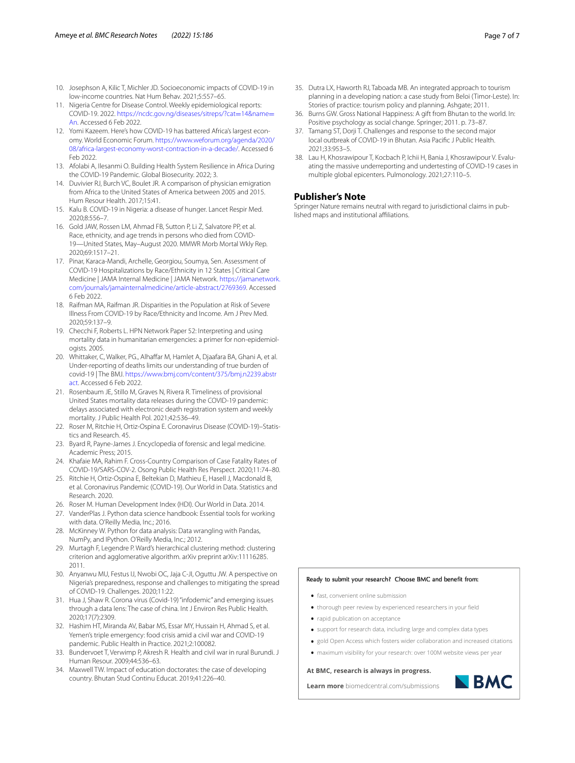10. Josephson A, Kilic T, Michler JD. Socioeconomic impacts of COVID-19 in low-income countries. Nat Hum Behav. 2021;5:557–65.
11. Nigeria Centre for Disease Control. Weekly epidemiological reports: COVID-19. 2022. https://ncdc.gov.ng/diseases/sitreps/?cat=14&name=An. Accessed 6 Feb 2022.
12. Yomi Kazeem. Here's how COVID-19 has battered Africa's largest economy. World Economic Forum. https://www.weforum.org/agenda/2020/08/africa-largest-economy-worst-contraction-in-a-decade/. Accessed 6 Feb 2022.
13. Afolabi A, Ilesanmi O. Building Health System Resilience in Africa During the COVID-19 Pandemic. Global Biosecurity. 2022; 3.
14. Duvivier RJ, Burch VC, Boulet JR. A comparison of physician emigration from Africa to the United States of America between 2005 and 2015. Hum Resour Health. 2017;15:41.
15. Kalu B. COVID-19 in Nigeria: a disease of hunger. Lancet Respir Med. 2020;8:556–7.
16. Gold JAW, Rossen LM, Ahmad FB, Sutton P, Li Z, Salvatore PP, et al. Race, ethnicity, and age trends in persons who died from COVID-19—United States, May–August 2020. MMWR Morb Mortal Wkly Rep. 2020;69:1517–21.
17. Pinar, Karaca-Mandi, Archelle, Georgiou, Soumya, Sen. Assessment of COVID-19 Hospitalizations by Race/Ethnicity in 12 States | Critical Care Medicine | JAMA Internal Medicine | JAMA Network. https://jamanetwork.com/journals/jamainternalmedicine/article-abstract/2769369. Accessed 6 Feb 2022.
18. Raifman MA, Raifman JR. Disparities in the Population at Risk of Severe Illness From COVID-19 by Race/Ethnicity and Income. Am J Prev Med. 2020;59:137–9.
19. Checchi F, Roberts L. HPN Network Paper 52: Interpreting and using mortality data in humanitarian emergencies: a primer for non-epidemiologists. 2005.
20. Whittaker, C, Walker, PG., Alhaffar M, Hamlet A, Djaafara BA, Ghani A, et al. Under-reporting of deaths limits our understanding of true burden of covid-19 | The BMJ. https://www.bmj.com/content/375/bmj.n2239.abstract. Accessed 6 Feb 2022.
21. Rosenbaum JE, Stillo M, Graves N, Rivera R. Timeliness of provisional United States mortality data releases during the COVID-19 pandemic: delays associated with electronic death registration system and weekly mortality. J Public Health Pol. 2021;42:536–49.
22. Roser M, Ritchie H, Ortiz-Ospina E. Coronavirus Disease (COVID-19)–Statistics and Research. 45.
23. Byard R, Payne-James J. Encyclopedia of forensic and legal medicine. Academic Press; 2015.
24. Khafaie MA, Rahim F. Cross-Country Comparison of Case Fatality Rates of COVID-19/SARS-COV-2. Osong Public Health Res Perspect. 2020;11:74–80.
25. Ritchie H, Ortiz-Ospina E, Beltekian D, Mathieu E, Hasell J, Macdonald B, et al. Coronavirus Pandemic (COVID-19). Our World in Data. Statistics and Research. 2020.
26. Roser M. Human Development Index (HDI). Our World in Data. 2014.
27. VanderPlas J. Python data science handbook: Essential tools for working with data. O'Reilly Media, Inc.; 2016.
28. McKinney W. Python for data analysis: Data wrangling with Pandas, NumPy, and IPython. O'Reilly Media, Inc.; 2012.
29. Murtagh F, Legendre P. Ward's hierarchical clustering method: clustering criterion and agglomerative algorithm. arXiv preprint arXiv:11116285. 2011.
30. Anyanwu MU, Festus IJ, Nwobi OC, Jaja C-JI, Oguttu JW. A perspective on Nigeria's preparedness, response and challenges to mitigating the spread of COVID-19. Challenges. 2020;11:22.
31. Hua J, Shaw R. Corona virus (Covid-19) "infodemic" and emerging issues through a data lens: The case of china. Int J Environ Res Public Health. 2020;17(7):2309.
32. Hashim HT, Miranda AV, Babar MS, Essar MY, Hussain H, Ahmad S, et al. Yemen's triple emergency: food crisis amid a civil war and COVID-19 pandemic. Public Health in Practice. 2021;2:100082.
33. Bundervoet T, Verwimp P, Akresh R. Health and civil war in rural Burundi. J Human Resour. 2009;44:536–63.
34. Maxwell TW. Impact of education doctorates: the case of developing country. Bhutan Stud Continu Educat. 2019;41:226–40.
35. Dutra LX, Haworth RJ, Taboada MB. An integrated approach to tourism planning in a developing nation: a case study from Beloi (Timor-Leste). In: Stories of practice: tourism policy and planning. Ashgate; 2011.
36. Burns GW. Gross National Happiness: A gift from Bhutan to the world. In: Positive psychology as social change. Springer; 2011. p. 73–87.
37. Tamang ST, Dorji T. Challenges and response to the second major local outbreak of COVID-19 in Bhutan. Asia Pacific J Public Health. 2021;33:953–5.
38. Lau H, Khosrawipour T, Kocbach P, Ichii H, Bania J, Khosrawipour V. Evaluating the massive underreporting and undertesting of COVID-19 cases in multiple global epicenters. Pulmonology. 2021;27:110–5.

## Publisher's Note

Springer Nature remains neutral with regard to jurisdictional claims in published maps and institutional affiliations.

Ready to submit your research? Choose BMC and benefit from:

- fast, convenient online submission
- thorough peer review by experienced researchers in your field
- rapid publication on acceptance
- support for research data, including large and complex data types
- gold Open Access which fosters wider collaboration and increased citations
- maximum visibility for your research: over 100M website views per year

**At BMC, research is always in progress.**

**Learn more** biomedcentral.com/submissions

BMC